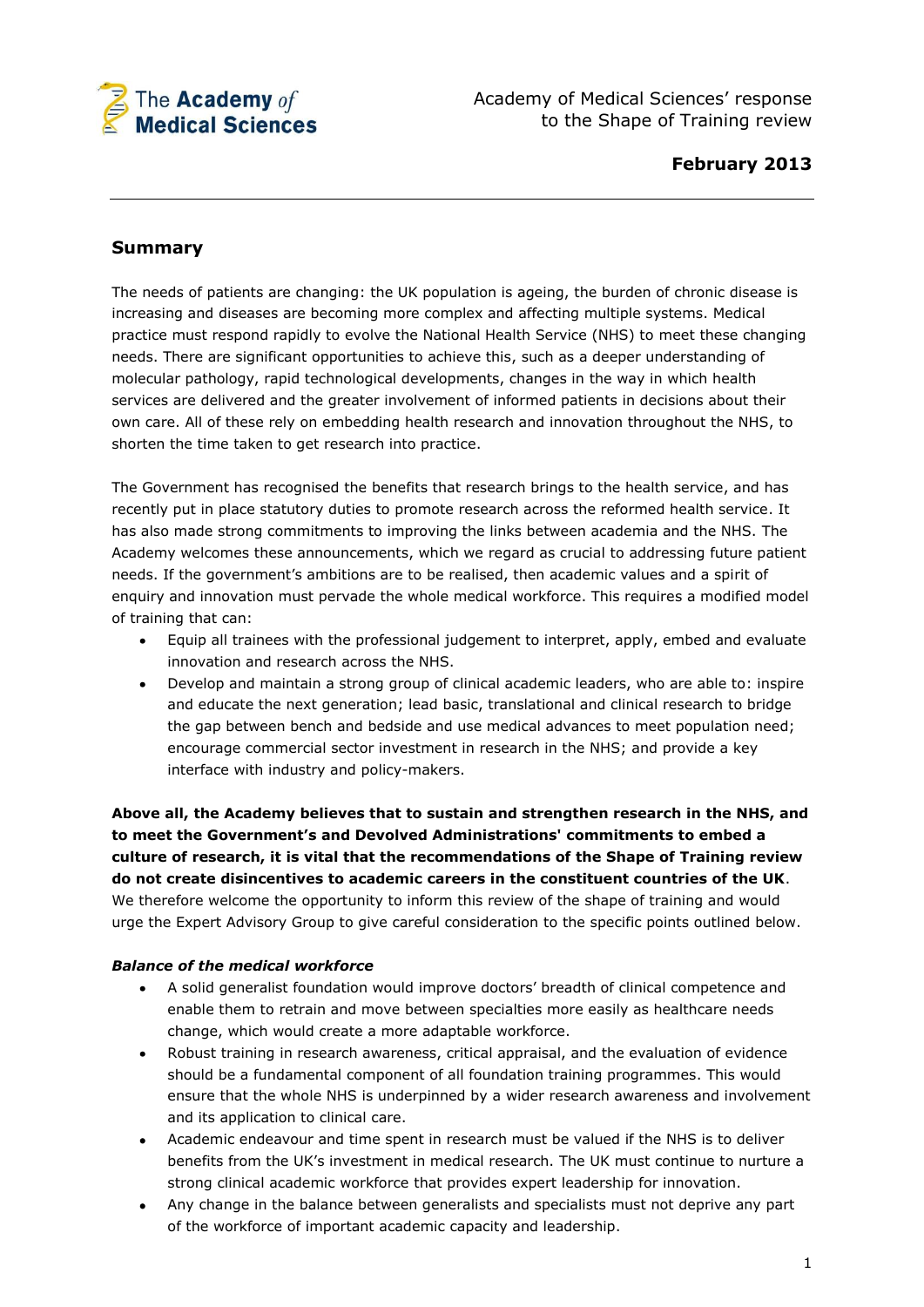The Academy *of* Medical Sciences

Academy of Medical Sciences' response to the Shape of Training review

**February 2013**

---

## Summary

The needs of patients are changing: the UK population is ageing, the burden of chronic disease is increasing and diseases are becoming more complex and affecting multiple systems. Medical practice must respond rapidly to evolve the National Health Service (NHS) to meet these changing needs. There are significant opportunities to achieve this, such as a deeper understanding of molecular pathology, rapid technological developments, changes in the way in which health services are delivered and the greater involvement of informed patients in decisions about their own care. All of these rely on embedding health research and innovation throughout the NHS, to shorten the time taken to get research into practice.

The Government has recognised the benefits that research brings to the health service, and has recently put in place statutory duties to promote research across the reformed health service. It has also made strong commitments to improving the links between academia and the NHS. The Academy welcomes these announcements, which we regard as crucial to addressing future patient needs. If the government's ambitions are to be realised, then academic values and a spirit of enquiry and innovation must pervade the whole medical workforce. This requires a modified model of training that can:

- Equip all trainees with the professional judgement to interpret, apply, embed and evaluate innovation and research across the NHS.
- Develop and maintain a strong group of clinical academic leaders, who are able to: inspire and educate the next generation; lead basic, translational and clinical research to bridge the gap between bench and bedside and use medical advances to meet population need; encourage commercial sector investment in research in the NHS; and provide a key interface with industry and policy-makers.

**Above all, the Academy believes that to sustain and strengthen research in the NHS, and to meet the Government's and Devolved Administrations' commitments to embed a culture of research, it is vital that the recommendations of the Shape of Training review do not create disincentives to academic careers in the constituent countries of the UK**. We therefore welcome the opportunity to inform this review of the shape of training and would urge the Expert Advisory Group to give careful consideration to the specific points outlined below.

***Balance of the medical workforce***

- A solid generalist foundation would improve doctors' breadth of clinical competence and enable them to retrain and move between specialties more easily as healthcare needs change, which would create a more adaptable workforce.
- Robust training in research awareness, critical appraisal, and the evaluation of evidence should be a fundamental component of all foundation training programmes. This would ensure that the whole NHS is underpinned by a wider research awareness and involvement and its application to clinical care.
- Academic endeavour and time spent in research must be valued if the NHS is to deliver benefits from the UK's investment in medical research. The UK must continue to nurture a strong clinical academic workforce that provides expert leadership for innovation.
- Any change in the balance between generalists and specialists must not deprive any part of the workforce of important academic capacity and leadership.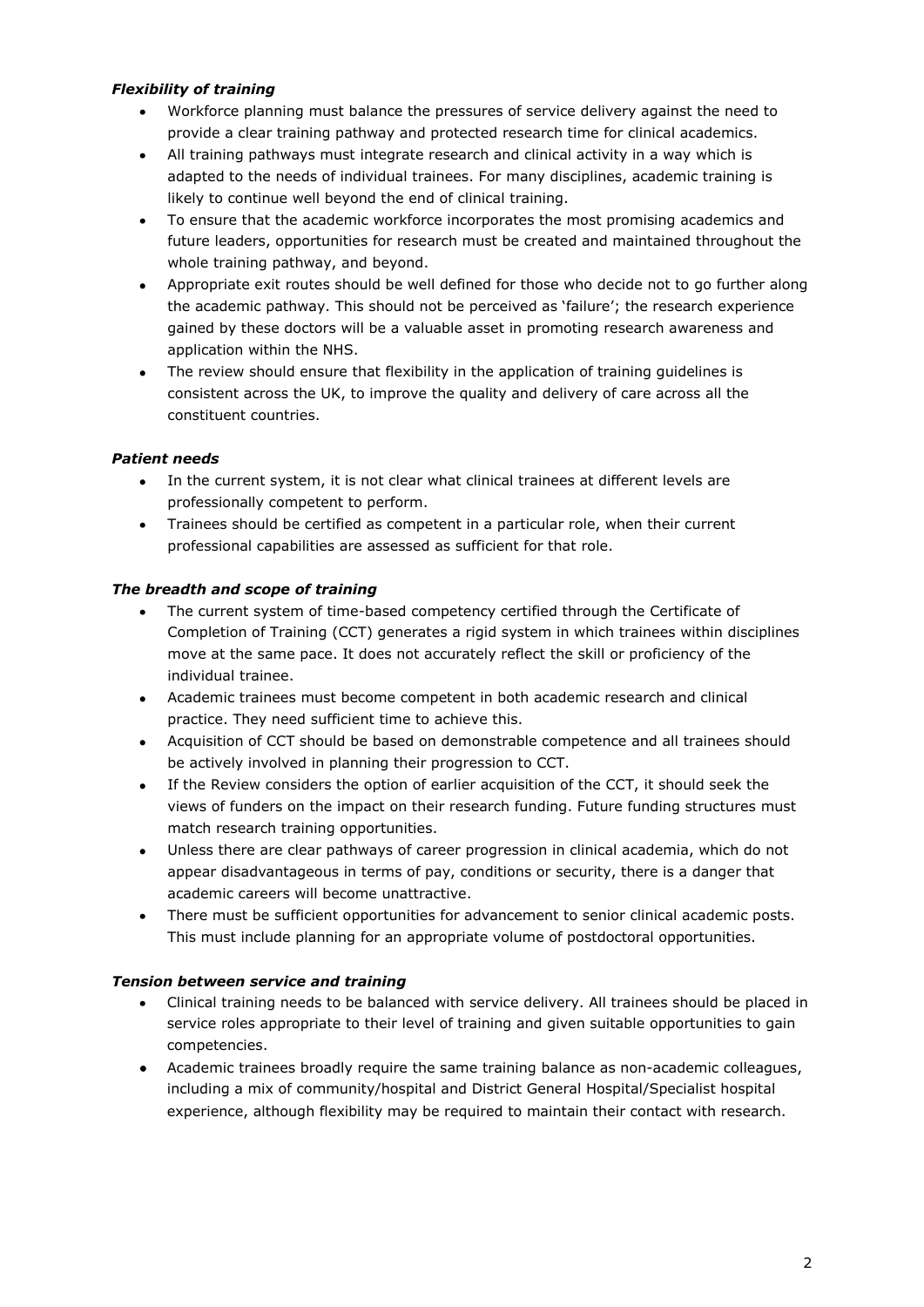*Flexibility of training*

- Workforce planning must balance the pressures of service delivery against the need to provide a clear training pathway and protected research time for clinical academics.
- All training pathways must integrate research and clinical activity in a way which is adapted to the needs of individual trainees. For many disciplines, academic training is likely to continue well beyond the end of clinical training.
- To ensure that the academic workforce incorporates the most promising academics and future leaders, opportunities for research must be created and maintained throughout the whole training pathway, and beyond.
- Appropriate exit routes should be well defined for those who decide not to go further along the academic pathway. This should not be perceived as 'failure'; the research experience gained by these doctors will be a valuable asset in promoting research awareness and application within the NHS.
- The review should ensure that flexibility in the application of training guidelines is consistent across the UK, to improve the quality and delivery of care across all the constituent countries.

*Patient needs*

- In the current system, it is not clear what clinical trainees at different levels are professionally competent to perform.
- Trainees should be certified as competent in a particular role, when their current professional capabilities are assessed as sufficient for that role.

*The breadth and scope of training*

- The current system of time-based competency certified through the Certificate of Completion of Training (CCT) generates a rigid system in which trainees within disciplines move at the same pace. It does not accurately reflect the skill or proficiency of the individual trainee.
- Academic trainees must become competent in both academic research and clinical practice. They need sufficient time to achieve this.
- Acquisition of CCT should be based on demonstrable competence and all trainees should be actively involved in planning their progression to CCT.
- If the Review considers the option of earlier acquisition of the CCT, it should seek the views of funders on the impact on their research funding. Future funding structures must match research training opportunities.
- Unless there are clear pathways of career progression in clinical academia, which do not appear disadvantageous in terms of pay, conditions or security, there is a danger that academic careers will become unattractive.
- There must be sufficient opportunities for advancement to senior clinical academic posts. This must include planning for an appropriate volume of postdoctoral opportunities.

*Tension between service and training*

- Clinical training needs to be balanced with service delivery. All trainees should be placed in service roles appropriate to their level of training and given suitable opportunities to gain competencies.
- Academic trainees broadly require the same training balance as non-academic colleagues, including a mix of community/hospital and District General Hospital/Specialist hospital experience, although flexibility may be required to maintain their contact with research.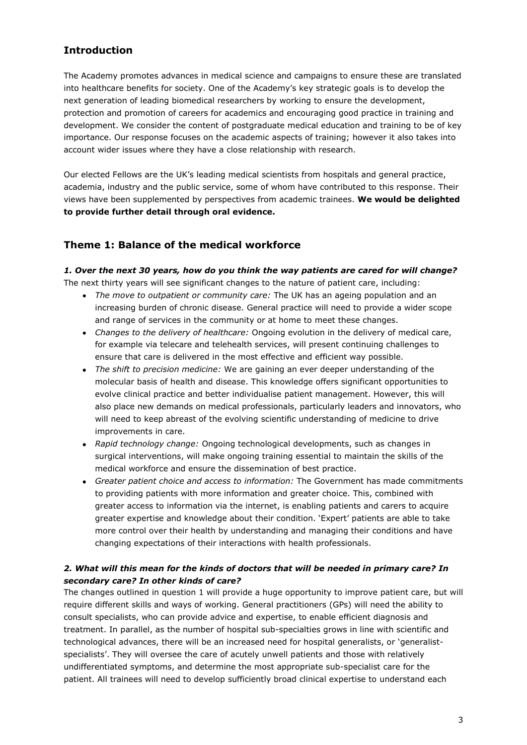## Introduction

The Academy promotes advances in medical science and campaigns to ensure these are translated into healthcare benefits for society. One of the Academy's key strategic goals is to develop the next generation of leading biomedical researchers by working to ensure the development, protection and promotion of careers for academics and encouraging good practice in training and development. We consider the content of postgraduate medical education and training to be of key importance. Our response focuses on the academic aspects of training; however it also takes into account wider issues where they have a close relationship with research.

Our elected Fellows are the UK's leading medical scientists from hospitals and general practice, academia, industry and the public service, some of whom have contributed to this response. Their views have been supplemented by perspectives from academic trainees. **We would be delighted to provide further detail through oral evidence.**

## Theme 1: Balance of the medical workforce

### *1. Over the next 30 years, how do you think the way patients are cared for will change?*

The next thirty years will see significant changes to the nature of patient care, including:

- *The move to outpatient or community care:* The UK has an ageing population and an increasing burden of chronic disease. General practice will need to provide a wider scope and range of services in the community or at home to meet these changes.
- *Changes to the delivery of healthcare:* Ongoing evolution in the delivery of medical care, for example via telecare and telehealth services, will present continuing challenges to ensure that care is delivered in the most effective and efficient way possible.
- *The shift to precision medicine:* We are gaining an ever deeper understanding of the molecular basis of health and disease. This knowledge offers significant opportunities to evolve clinical practice and better individualise patient management. However, this will also place new demands on medical professionals, particularly leaders and innovators, who will need to keep abreast of the evolving scientific understanding of medicine to drive improvements in care.
- *Rapid technology change:* Ongoing technological developments, such as changes in surgical interventions, will make ongoing training essential to maintain the skills of the medical workforce and ensure the dissemination of best practice.
- *Greater patient choice and access to information:* The Government has made commitments to providing patients with more information and greater choice. This, combined with greater access to information via the internet, is enabling patients and carers to acquire greater expertise and knowledge about their condition. 'Expert' patients are able to take more control over their health by understanding and managing their conditions and have changing expectations of their interactions with health professionals.

### *2. What will this mean for the kinds of doctors that will be needed in primary care? In secondary care? In other kinds of care?*

The changes outlined in question 1 will provide a huge opportunity to improve patient care, but will require different skills and ways of working. General practitioners (GPs) will need the ability to consult specialists, who can provide advice and expertise, to enable efficient diagnosis and treatment. In parallel, as the number of hospital sub-specialties grows in line with scientific and technological advances, there will be an increased need for hospital generalists, or 'generalist-specialists'. They will oversee the care of acutely unwell patients and those with relatively undifferentiated symptoms, and determine the most appropriate sub-specialist care for the patient. All trainees will need to develop sufficiently broad clinical expertise to understand each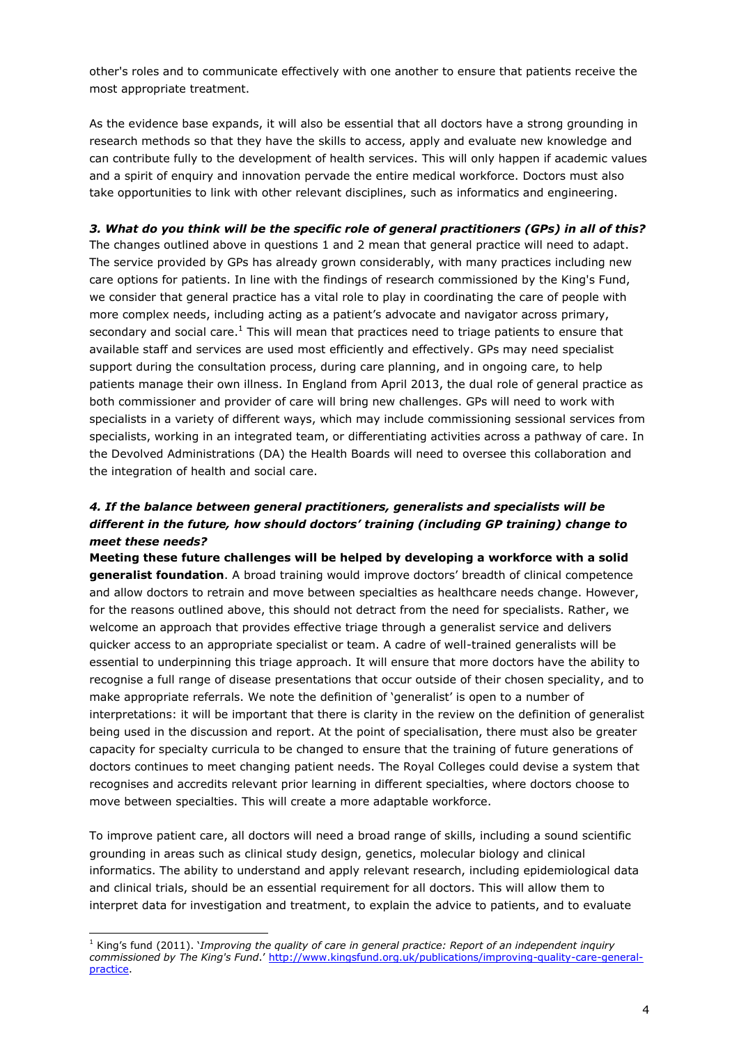other's roles and to communicate effectively with one another to ensure that patients receive the most appropriate treatment.

As the evidence base expands, it will also be essential that all doctors have a strong grounding in research methods so that they have the skills to access, apply and evaluate new knowledge and can contribute fully to the development of health services. This will only happen if academic values and a spirit of enquiry and innovation pervade the entire medical workforce. Doctors must also take opportunities to link with other relevant disciplines, such as informatics and engineering.

***3. What do you think will be the specific role of general practitioners (GPs) in all of this?***

The changes outlined above in questions 1 and 2 mean that general practice will need to adapt. The service provided by GPs has already grown considerably, with many practices including new care options for patients. In line with the findings of research commissioned by the King's Fund, we consider that general practice has a vital role to play in coordinating the care of people with more complex needs, including acting as a patient's advocate and navigator across primary, secondary and social care.[1] This will mean that practices need to triage patients to ensure that available staff and services are used most efficiently and effectively. GPs may need specialist support during the consultation process, during care planning, and in ongoing care, to help patients manage their own illness. In England from April 2013, the dual role of general practice as both commissioner and provider of care will bring new challenges. GPs will need to work with specialists in a variety of different ways, which may include commissioning sessional services from specialists, working in an integrated team, or differentiating activities across a pathway of care. In the Devolved Administrations (DA) the Health Boards will need to oversee this collaboration and the integration of health and social care.

***4. If the balance between general practitioners, generalists and specialists will be different in the future, how should doctors' training (including GP training) change to meet these needs?***

**Meeting these future challenges will be helped by developing a workforce with a solid generalist foundation**. A broad training would improve doctors' breadth of clinical competence and allow doctors to retrain and move between specialties as healthcare needs change. However, for the reasons outlined above, this should not detract from the need for specialists. Rather, we welcome an approach that provides effective triage through a generalist service and delivers quicker access to an appropriate specialist or team. A cadre of well-trained generalists will be essential to underpinning this triage approach. It will ensure that more doctors have the ability to recognise a full range of disease presentations that occur outside of their chosen speciality, and to make appropriate referrals. We note the definition of 'generalist' is open to a number of interpretations: it will be important that there is clarity in the review on the definition of generalist being used in the discussion and report. At the point of specialisation, there must also be greater capacity for specialty curricula to be changed to ensure that the training of future generations of doctors continues to meet changing patient needs. The Royal Colleges could devise a system that recognises and accredits relevant prior learning in different specialties, where doctors choose to move between specialties. This will create a more adaptable workforce.

To improve patient care, all doctors will need a broad range of skills, including a sound scientific grounding in areas such as clinical study design, genetics, molecular biology and clinical informatics. The ability to understand and apply relevant research, including epidemiological data and clinical trials, should be an essential requirement for all doctors. This will allow them to interpret data for investigation and treatment, to explain the advice to patients, and to evaluate

---

[1] King's fund (2011). '*Improving the quality of care in general practice: Report of an independent inquiry commissioned by The King's Fund*.' http://www.kingsfund.org.uk/publications/improving-quality-care-general-practice.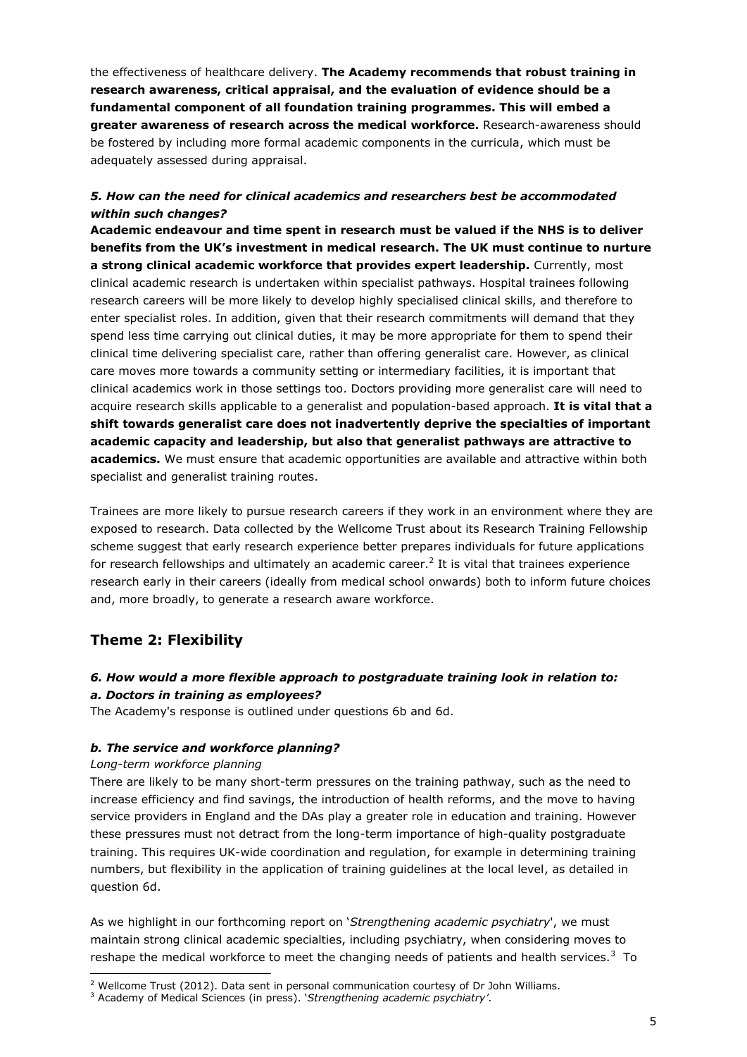the effectiveness of healthcare delivery. **The Academy recommends that robust training in research awareness, critical appraisal, and the evaluation of evidence should be a fundamental component of all foundation training programmes. This will embed a greater awareness of research across the medical workforce.** Research-awareness should be fostered by including more formal academic components in the curricula, which must be adequately assessed during appraisal.

### *5. How can the need for clinical academics and researchers best be accommodated within such changes?*

**Academic endeavour and time spent in research must be valued if the NHS is to deliver benefits from the UK's investment in medical research. The UK must continue to nurture a strong clinical academic workforce that provides expert leadership.** Currently, most clinical academic research is undertaken within specialist pathways. Hospital trainees following research careers will be more likely to develop highly specialised clinical skills, and therefore to enter specialist roles. In addition, given that their research commitments will demand that they spend less time carrying out clinical duties, it may be more appropriate for them to spend their clinical time delivering specialist care, rather than offering generalist care. However, as clinical care moves more towards a community setting or intermediary facilities, it is important that clinical academics work in those settings too. Doctors providing more generalist care will need to acquire research skills applicable to a generalist and population-based approach. **It is vital that a shift towards generalist care does not inadvertently deprive the specialties of important academic capacity and leadership, but also that generalist pathways are attractive to academics.** We must ensure that academic opportunities are available and attractive within both specialist and generalist training routes.

Trainees are more likely to pursue research careers if they work in an environment where they are exposed to research. Data collected by the Wellcome Trust about its Research Training Fellowship scheme suggest that early research experience better prepares individuals for future applications for research fellowships and ultimately an academic career.[2] It is vital that trainees experience research early in their careers (ideally from medical school onwards) both to inform future choices and, more broadly, to generate a research aware workforce.

## Theme 2: Flexibility

### *6. How would a more flexible approach to postgraduate training look in relation to:*
### *a. Doctors in training as employees?*

The Academy's response is outlined under questions 6b and 6d.

### *b. The service and workforce planning?*

*Long-term workforce planning*

There are likely to be many short-term pressures on the training pathway, such as the need to increase efficiency and find savings, the introduction of health reforms, and the move to having service providers in England and the DAs play a greater role in education and training. However these pressures must not detract from the long-term importance of high-quality postgraduate training. This requires UK-wide coordination and regulation, for example in determining training numbers, but flexibility in the application of training guidelines at the local level, as detailed in question 6d.

As we highlight in our forthcoming report on '*Strengthening academic psychiatry*', we must maintain strong clinical academic specialties, including psychiatry, when considering moves to reshape the medical workforce to meet the changing needs of patients and health services.[3] To

---

[2] Wellcome Trust (2012). Data sent in personal communication courtesy of Dr John Williams.

[3] Academy of Medical Sciences (in press). '*Strengthening academic psychiatry'*.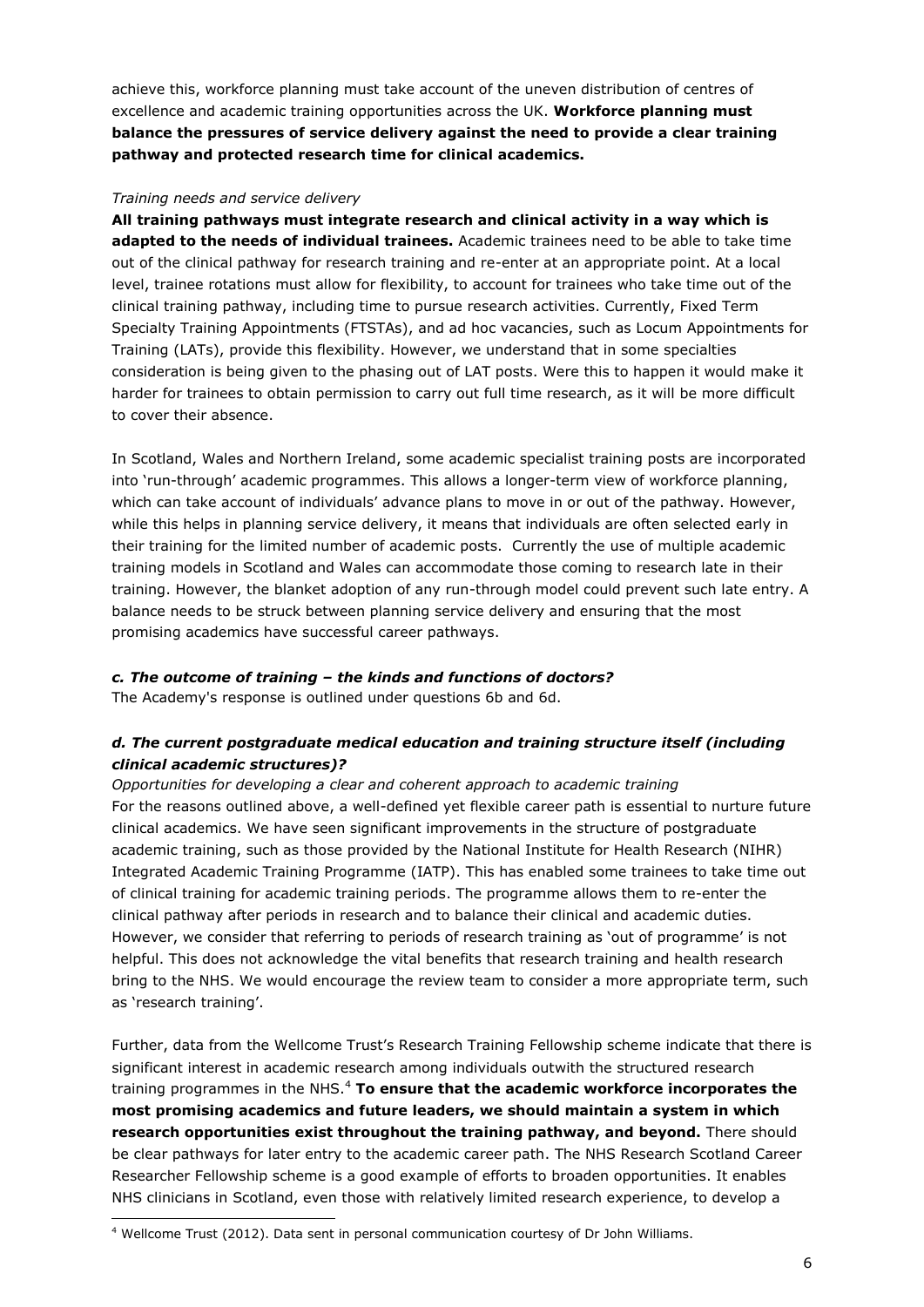achieve this, workforce planning must take account of the uneven distribution of centres of excellence and academic training opportunities across the UK. **Workforce planning must balance the pressures of service delivery against the need to provide a clear training pathway and protected research time for clinical academics.**

*Training needs and service delivery*

**All training pathways must integrate research and clinical activity in a way which is adapted to the needs of individual trainees.** Academic trainees need to be able to take time out of the clinical pathway for research training and re-enter at an appropriate point. At a local level, trainee rotations must allow for flexibility, to account for trainees who take time out of the clinical training pathway, including time to pursue research activities. Currently, Fixed Term Specialty Training Appointments (FTSTAs), and ad hoc vacancies, such as Locum Appointments for Training (LATs), provide this flexibility. However, we understand that in some specialties consideration is being given to the phasing out of LAT posts. Were this to happen it would make it harder for trainees to obtain permission to carry out full time research, as it will be more difficult to cover their absence.

In Scotland, Wales and Northern Ireland, some academic specialist training posts are incorporated into 'run-through' academic programmes. This allows a longer-term view of workforce planning, which can take account of individuals' advance plans to move in or out of the pathway. However, while this helps in planning service delivery, it means that individuals are often selected early in their training for the limited number of academic posts. Currently the use of multiple academic training models in Scotland and Wales can accommodate those coming to research late in their training. However, the blanket adoption of any run-through model could prevent such late entry. A balance needs to be struck between planning service delivery and ensuring that the most promising academics have successful career pathways.

***c. The outcome of training – the kinds and functions of doctors?***

The Academy's response is outlined under questions 6b and 6d.

***d. The current postgraduate medical education and training structure itself (including clinical academic structures)?***

*Opportunities for developing a clear and coherent approach to academic training*

For the reasons outlined above, a well-defined yet flexible career path is essential to nurture future clinical academics. We have seen significant improvements in the structure of postgraduate academic training, such as those provided by the National Institute for Health Research (NIHR) Integrated Academic Training Programme (IATP). This has enabled some trainees to take time out of clinical training for academic training periods. The programme allows them to re-enter the clinical pathway after periods in research and to balance their clinical and academic duties. However, we consider that referring to periods of research training as 'out of programme' is not helpful. This does not acknowledge the vital benefits that research training and health research bring to the NHS. We would encourage the review team to consider a more appropriate term, such as 'research training'.

Further, data from the Wellcome Trust's Research Training Fellowship scheme indicate that there is significant interest in academic research among individuals outwith the structured research training programmes in the NHS.[4] **To ensure that the academic workforce incorporates the most promising academics and future leaders, we should maintain a system in which research opportunities exist throughout the training pathway, and beyond.** There should be clear pathways for later entry to the academic career path. The NHS Research Scotland Career Researcher Fellowship scheme is a good example of efforts to broaden opportunities. It enables NHS clinicians in Scotland, even those with relatively limited research experience, to develop a

[4] Wellcome Trust (2012). Data sent in personal communication courtesy of Dr John Williams.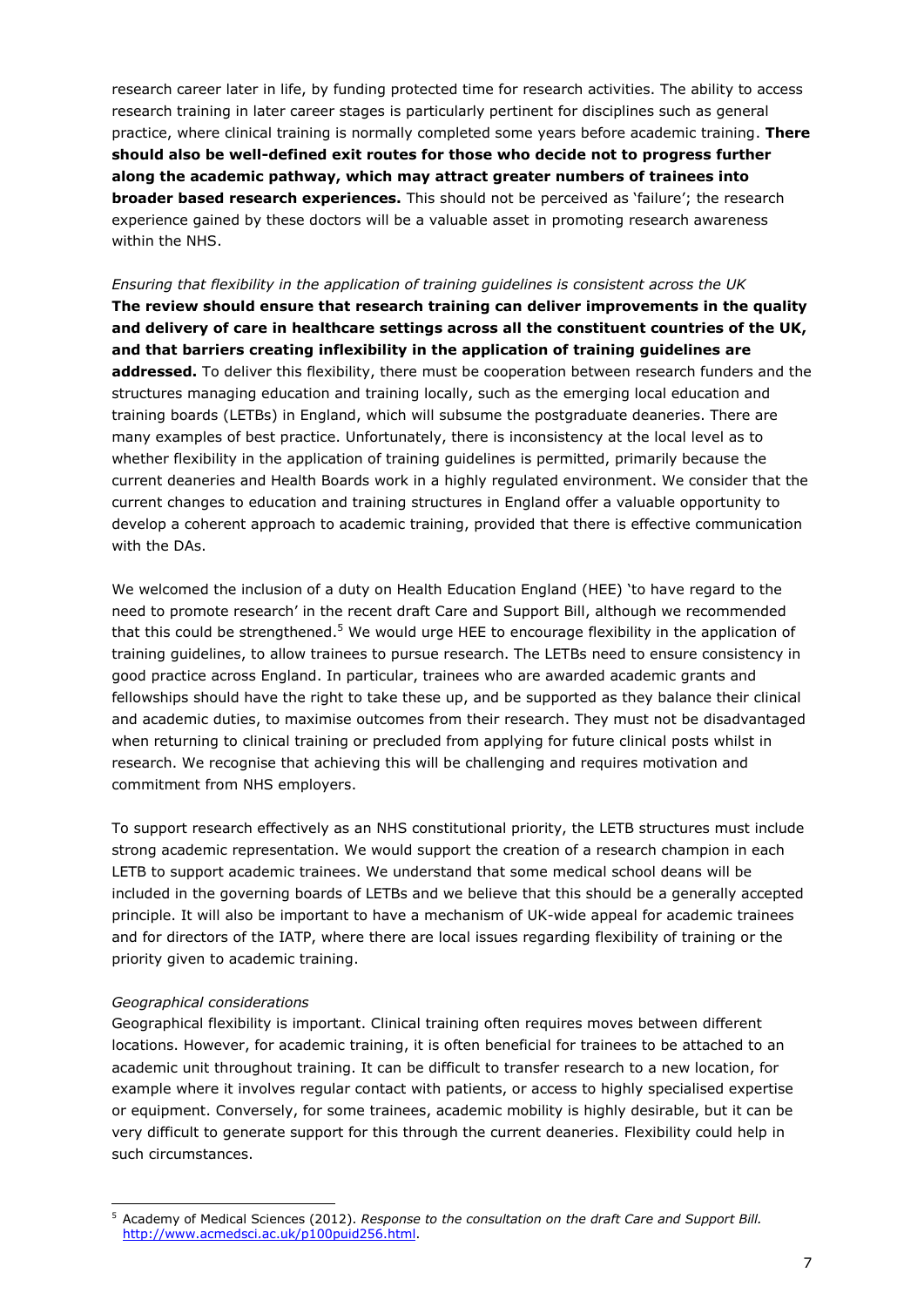research career later in life, by funding protected time for research activities. The ability to access research training in later career stages is particularly pertinent for disciplines such as general practice, where clinical training is normally completed some years before academic training. **There should also be well-defined exit routes for those who decide not to progress further along the academic pathway, which may attract greater numbers of trainees into broader based research experiences.** This should not be perceived as 'failure'; the research experience gained by these doctors will be a valuable asset in promoting research awareness within the NHS.

*Ensuring that flexibility in the application of training guidelines is consistent across the UK*
**The review should ensure that research training can deliver improvements in the quality and delivery of care in healthcare settings across all the constituent countries of the UK, and that barriers creating inflexibility in the application of training guidelines are addressed.** To deliver this flexibility, there must be cooperation between research funders and the structures managing education and training locally, such as the emerging local education and training boards (LETBs) in England, which will subsume the postgraduate deaneries. There are many examples of best practice. Unfortunately, there is inconsistency at the local level as to whether flexibility in the application of training guidelines is permitted, primarily because the current deaneries and Health Boards work in a highly regulated environment. We consider that the current changes to education and training structures in England offer a valuable opportunity to develop a coherent approach to academic training, provided that there is effective communication with the DAs.

We welcomed the inclusion of a duty on Health Education England (HEE) 'to have regard to the need to promote research' in the recent draft Care and Support Bill, although we recommended that this could be strengthened.[5] We would urge HEE to encourage flexibility in the application of training guidelines, to allow trainees to pursue research. The LETBs need to ensure consistency in good practice across England. In particular, trainees who are awarded academic grants and fellowships should have the right to take these up, and be supported as they balance their clinical and academic duties, to maximise outcomes from their research. They must not be disadvantaged when returning to clinical training or precluded from applying for future clinical posts whilst in research. We recognise that achieving this will be challenging and requires motivation and commitment from NHS employers.

To support research effectively as an NHS constitutional priority, the LETB structures must include strong academic representation. We would support the creation of a research champion in each LETB to support academic trainees. We understand that some medical school deans will be included in the governing boards of LETBs and we believe that this should be a generally accepted principle. It will also be important to have a mechanism of UK-wide appeal for academic trainees and for directors of the IATP, where there are local issues regarding flexibility of training or the priority given to academic training.

*Geographical considerations*
Geographical flexibility is important. Clinical training often requires moves between different locations. However, for academic training, it is often beneficial for trainees to be attached to an academic unit throughout training. It can be difficult to transfer research to a new location, for example where it involves regular contact with patients, or access to highly specialised expertise or equipment. Conversely, for some trainees, academic mobility is highly desirable, but it can be very difficult to generate support for this through the current deaneries. Flexibility could help in such circumstances.

---

[5] Academy of Medical Sciences (2012). *Response to the consultation on the draft Care and Support Bill.* http://www.acmedsci.ac.uk/p100puid256.html.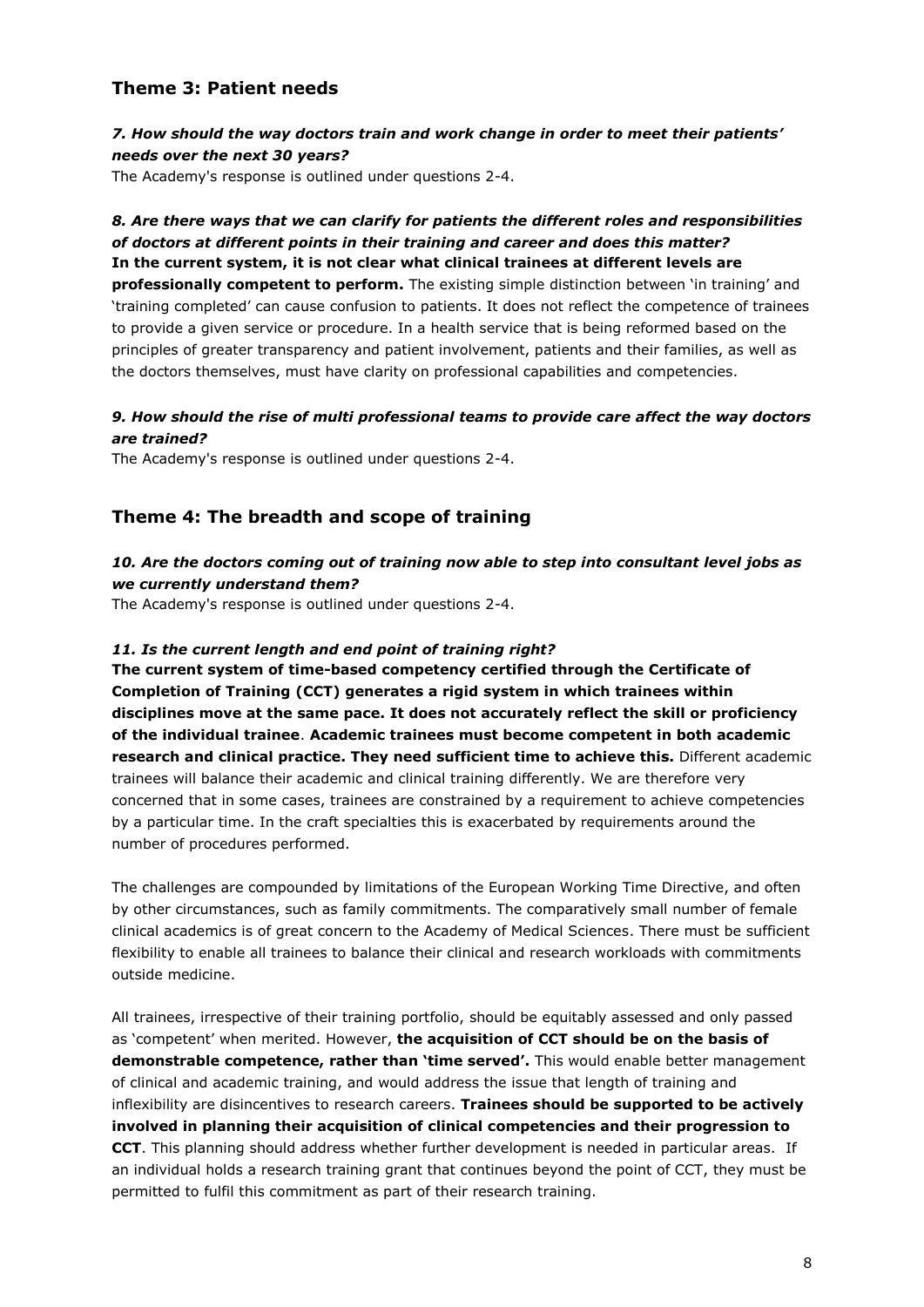## Theme 3: Patient needs

***7. How should the way doctors train and work change in order to meet their patients' needs over the next 30 years?***

The Academy's response is outlined under questions 2-4.

***8. Are there ways that we can clarify for patients the different roles and responsibilities of doctors at different points in their training and career and does this matter?***

**In the current system, it is not clear what clinical trainees at different levels are professionally competent to perform.** The existing simple distinction between 'in training' and 'training completed' can cause confusion to patients. It does not reflect the competence of trainees to provide a given service or procedure. In a health service that is being reformed based on the principles of greater transparency and patient involvement, patients and their families, as well as the doctors themselves, must have clarity on professional capabilities and competencies.

***9. How should the rise of multi professional teams to provide care affect the way doctors are trained?***

The Academy's response is outlined under questions 2-4.

## Theme 4: The breadth and scope of training

***10. Are the doctors coming out of training now able to step into consultant level jobs as we currently understand them?***

The Academy's response is outlined under questions 2-4.

***11. Is the current length and end point of training right?***

**The current system of time-based competency certified through the Certificate of Completion of Training (CCT) generates a rigid system in which trainees within disciplines move at the same pace. It does not accurately reflect the skill or proficiency of the individual trainee**. **Academic trainees must become competent in both academic research and clinical practice. They need sufficient time to achieve this.** Different academic trainees will balance their academic and clinical training differently. We are therefore very concerned that in some cases, trainees are constrained by a requirement to achieve competencies by a particular time. In the craft specialties this is exacerbated by requirements around the number of procedures performed.

The challenges are compounded by limitations of the European Working Time Directive, and often by other circumstances, such as family commitments. The comparatively small number of female clinical academics is of great concern to the Academy of Medical Sciences. There must be sufficient flexibility to enable all trainees to balance their clinical and research workloads with commitments outside medicine.

All trainees, irrespective of their training portfolio, should be equitably assessed and only passed as 'competent' when merited. However, **the acquisition of CCT should be on the basis of demonstrable competence, rather than 'time served'.** This would enable better management of clinical and academic training, and would address the issue that length of training and inflexibility are disincentives to research careers. **Trainees should be supported to be actively involved in planning their acquisition of clinical competencies and their progression to CCT**. This planning should address whether further development is needed in particular areas. If an individual holds a research training grant that continues beyond the point of CCT, they must be permitted to fulfil this commitment as part of their research training.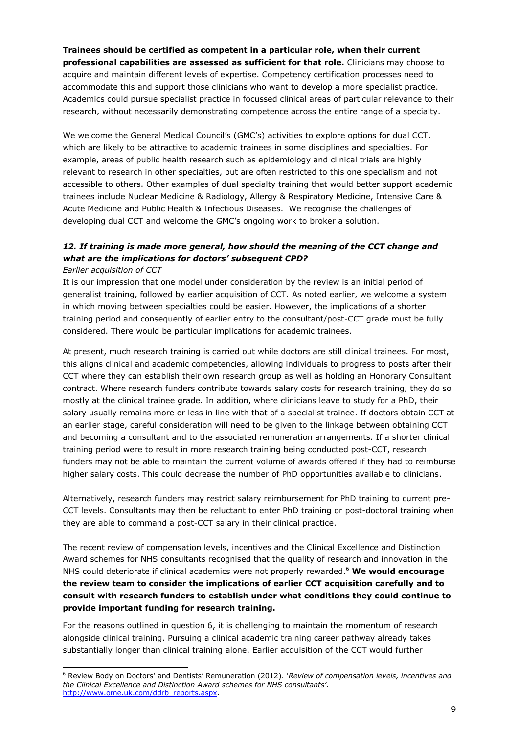**Trainees should be certified as competent in a particular role, when their current professional capabilities are assessed as sufficient for that role.** Clinicians may choose to acquire and maintain different levels of expertise. Competency certification processes need to accommodate this and support those clinicians who want to develop a more specialist practice. Academics could pursue specialist practice in focussed clinical areas of particular relevance to their research, without necessarily demonstrating competence across the entire range of a specialty.

We welcome the General Medical Council's (GMC's) activities to explore options for dual CCT, which are likely to be attractive to academic trainees in some disciplines and specialties. For example, areas of public health research such as epidemiology and clinical trials are highly relevant to research in other specialties, but are often restricted to this one specialism and not accessible to others. Other examples of dual specialty training that would better support academic trainees include Nuclear Medicine & Radiology, Allergy & Respiratory Medicine, Intensive Care & Acute Medicine and Public Health & Infectious Diseases. We recognise the challenges of developing dual CCT and welcome the GMC's ongoing work to broker a solution.

### *12. If training is made more general, how should the meaning of the CCT change and what are the implications for doctors' subsequent CPD?*

*Earlier acquisition of CCT*

It is our impression that one model under consideration by the review is an initial period of generalist training, followed by earlier acquisition of CCT. As noted earlier, we welcome a system in which moving between specialties could be easier. However, the implications of a shorter training period and consequently of earlier entry to the consultant/post-CCT grade must be fully considered. There would be particular implications for academic trainees.

At present, much research training is carried out while doctors are still clinical trainees. For most, this aligns clinical and academic competencies, allowing individuals to progress to posts after their CCT where they can establish their own research group as well as holding an Honorary Consultant contract. Where research funders contribute towards salary costs for research training, they do so mostly at the clinical trainee grade. In addition, where clinicians leave to study for a PhD, their salary usually remains more or less in line with that of a specialist trainee. If doctors obtain CCT at an earlier stage, careful consideration will need to be given to the linkage between obtaining CCT and becoming a consultant and to the associated remuneration arrangements. If a shorter clinical training period were to result in more research training being conducted post-CCT, research funders may not be able to maintain the current volume of awards offered if they had to reimburse higher salary costs. This could decrease the number of PhD opportunities available to clinicians.

Alternatively, research funders may restrict salary reimbursement for PhD training to current pre-CCT levels. Consultants may then be reluctant to enter PhD training or post-doctoral training when they are able to command a post-CCT salary in their clinical practice.

The recent review of compensation levels, incentives and the Clinical Excellence and Distinction Award schemes for NHS consultants recognised that the quality of research and innovation in the NHS could deteriorate if clinical academics were not properly rewarded.[6] **We would encourage the review team to consider the implications of earlier CCT acquisition carefully and to consult with research funders to establish under what conditions they could continue to provide important funding for research training.**

For the reasons outlined in question 6, it is challenging to maintain the momentum of research alongside clinical training. Pursuing a clinical academic training career pathway already takes substantially longer than clinical training alone. Earlier acquisition of the CCT would further

---

[6] Review Body on Doctors' and Dentists' Remuneration (2012). '*Review of compensation levels, incentives and the Clinical Excellence and Distinction Award schemes for NHS consultants'.* http://www.ome.uk.com/ddrb_reports.aspx.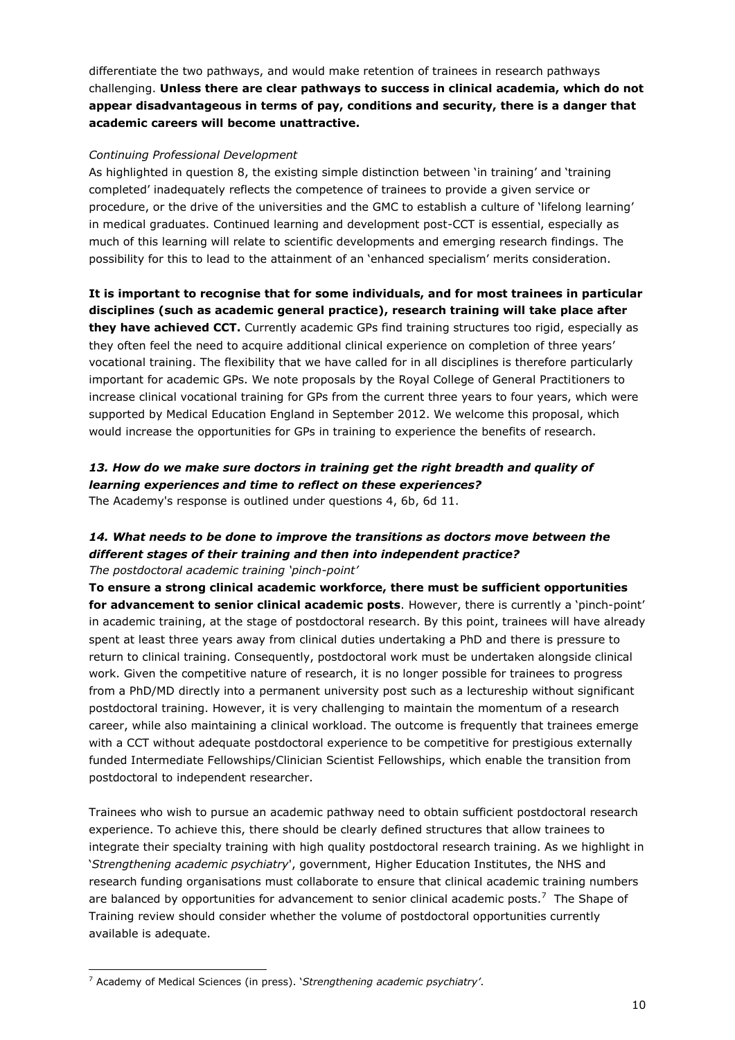differentiate the two pathways, and would make retention of trainees in research pathways challenging. **Unless there are clear pathways to success in clinical academia, which do not appear disadvantageous in terms of pay, conditions and security, there is a danger that academic careers will become unattractive.**

*Continuing Professional Development*

As highlighted in question 8, the existing simple distinction between 'in training' and 'training completed' inadequately reflects the competence of trainees to provide a given service or procedure, or the drive of the universities and the GMC to establish a culture of 'lifelong learning' in medical graduates. Continued learning and development post-CCT is essential, especially as much of this learning will relate to scientific developments and emerging research findings. The possibility for this to lead to the attainment of an 'enhanced specialism' merits consideration.

**It is important to recognise that for some individuals, and for most trainees in particular disciplines (such as academic general practice), research training will take place after they have achieved CCT.** Currently academic GPs find training structures too rigid, especially as they often feel the need to acquire additional clinical experience on completion of three years' vocational training. The flexibility that we have called for in all disciplines is therefore particularly important for academic GPs. We note proposals by the Royal College of General Practitioners to increase clinical vocational training for GPs from the current three years to four years, which were supported by Medical Education England in September 2012. We welcome this proposal, which would increase the opportunities for GPs in training to experience the benefits of research.

***13. How do we make sure doctors in training get the right breadth and quality of learning experiences and time to reflect on these experiences?***

The Academy's response is outlined under questions 4, 6b, 6d 11.

***14. What needs to be done to improve the transitions as doctors move between the different stages of their training and then into independent practice?***

*The postdoctoral academic training 'pinch-point'*

**To ensure a strong clinical academic workforce, there must be sufficient opportunities for advancement to senior clinical academic posts**. However, there is currently a 'pinch-point' in academic training, at the stage of postdoctoral research. By this point, trainees will have already spent at least three years away from clinical duties undertaking a PhD and there is pressure to return to clinical training. Consequently, postdoctoral work must be undertaken alongside clinical work. Given the competitive nature of research, it is no longer possible for trainees to progress from a PhD/MD directly into a permanent university post such as a lectureship without significant postdoctoral training. However, it is very challenging to maintain the momentum of a research career, while also maintaining a clinical workload. The outcome is frequently that trainees emerge with a CCT without adequate postdoctoral experience to be competitive for prestigious externally funded Intermediate Fellowships/Clinician Scientist Fellowships, which enable the transition from postdoctoral to independent researcher.

Trainees who wish to pursue an academic pathway need to obtain sufficient postdoctoral research experience. To achieve this, there should be clearly defined structures that allow trainees to integrate their specialty training with high quality postdoctoral research training. As we highlight in '*Strengthening academic psychiatry*', government, Higher Education Institutes, the NHS and research funding organisations must collaborate to ensure that clinical academic training numbers are balanced by opportunities for advancement to senior clinical academic posts.[7] The Shape of Training review should consider whether the volume of postdoctoral opportunities currently available is adequate.

[7] Academy of Medical Sciences (in press). '*Strengthening academic psychiatry'*.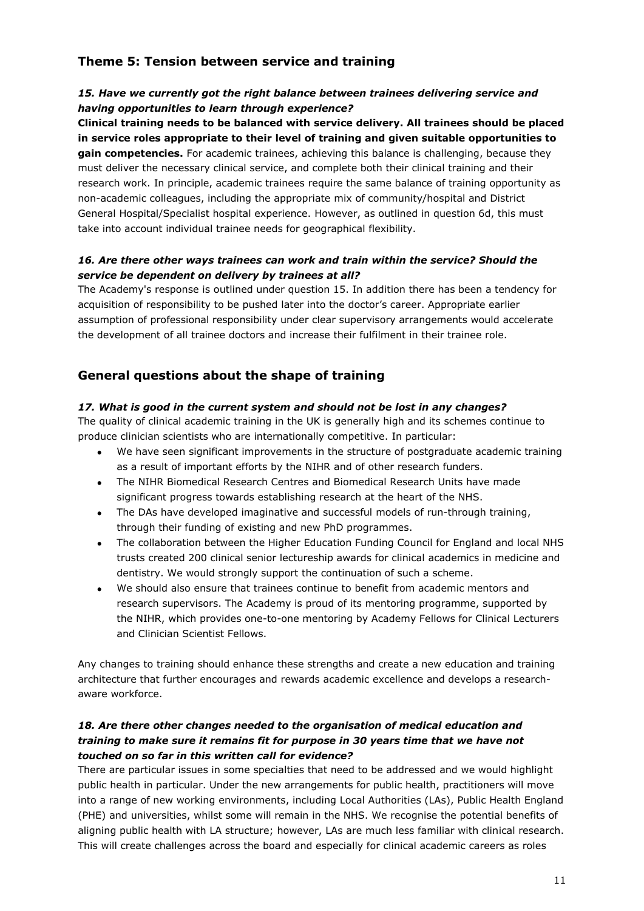## Theme 5: Tension between service and training

### *15. Have we currently got the right balance between trainees delivering service and having opportunities to learn through experience?*

**Clinical training needs to be balanced with service delivery. All trainees should be placed in service roles appropriate to their level of training and given suitable opportunities to gain competencies.** For academic trainees, achieving this balance is challenging, because they must deliver the necessary clinical service, and complete both their clinical training and their research work. In principle, academic trainees require the same balance of training opportunity as non-academic colleagues, including the appropriate mix of community/hospital and District General Hospital/Specialist hospital experience. However, as outlined in question 6d, this must take into account individual trainee needs for geographical flexibility.

### *16. Are there other ways trainees can work and train within the service? Should the service be dependent on delivery by trainees at all?*

The Academy's response is outlined under question 15. In addition there has been a tendency for acquisition of responsibility to be pushed later into the doctor's career. Appropriate earlier assumption of professional responsibility under clear supervisory arrangements would accelerate the development of all trainee doctors and increase their fulfilment in their trainee role.

## General questions about the shape of training

### *17. What is good in the current system and should not be lost in any changes?*

The quality of clinical academic training in the UK is generally high and its schemes continue to produce clinician scientists who are internationally competitive. In particular:

- We have seen significant improvements in the structure of postgraduate academic training as a result of important efforts by the NIHR and of other research funders.
- The NIHR Biomedical Research Centres and Biomedical Research Units have made significant progress towards establishing research at the heart of the NHS.
- The DAs have developed imaginative and successful models of run-through training, through their funding of existing and new PhD programmes.
- The collaboration between the Higher Education Funding Council for England and local NHS trusts created 200 clinical senior lectureship awards for clinical academics in medicine and dentistry. We would strongly support the continuation of such a scheme.
- We should also ensure that trainees continue to benefit from academic mentors and research supervisors. The Academy is proud of its mentoring programme, supported by the NIHR, which provides one-to-one mentoring by Academy Fellows for Clinical Lecturers and Clinician Scientist Fellows.

Any changes to training should enhance these strengths and create a new education and training architecture that further encourages and rewards academic excellence and develops a research-aware workforce.

### *18. Are there other changes needed to the organisation of medical education and training to make sure it remains fit for purpose in 30 years time that we have not touched on so far in this written call for evidence?*

There are particular issues in some specialties that need to be addressed and we would highlight public health in particular. Under the new arrangements for public health, practitioners will move into a range of new working environments, including Local Authorities (LAs), Public Health England (PHE) and universities, whilst some will remain in the NHS. We recognise the potential benefits of aligning public health with LA structure; however, LAs are much less familiar with clinical research. This will create challenges across the board and especially for clinical academic careers as roles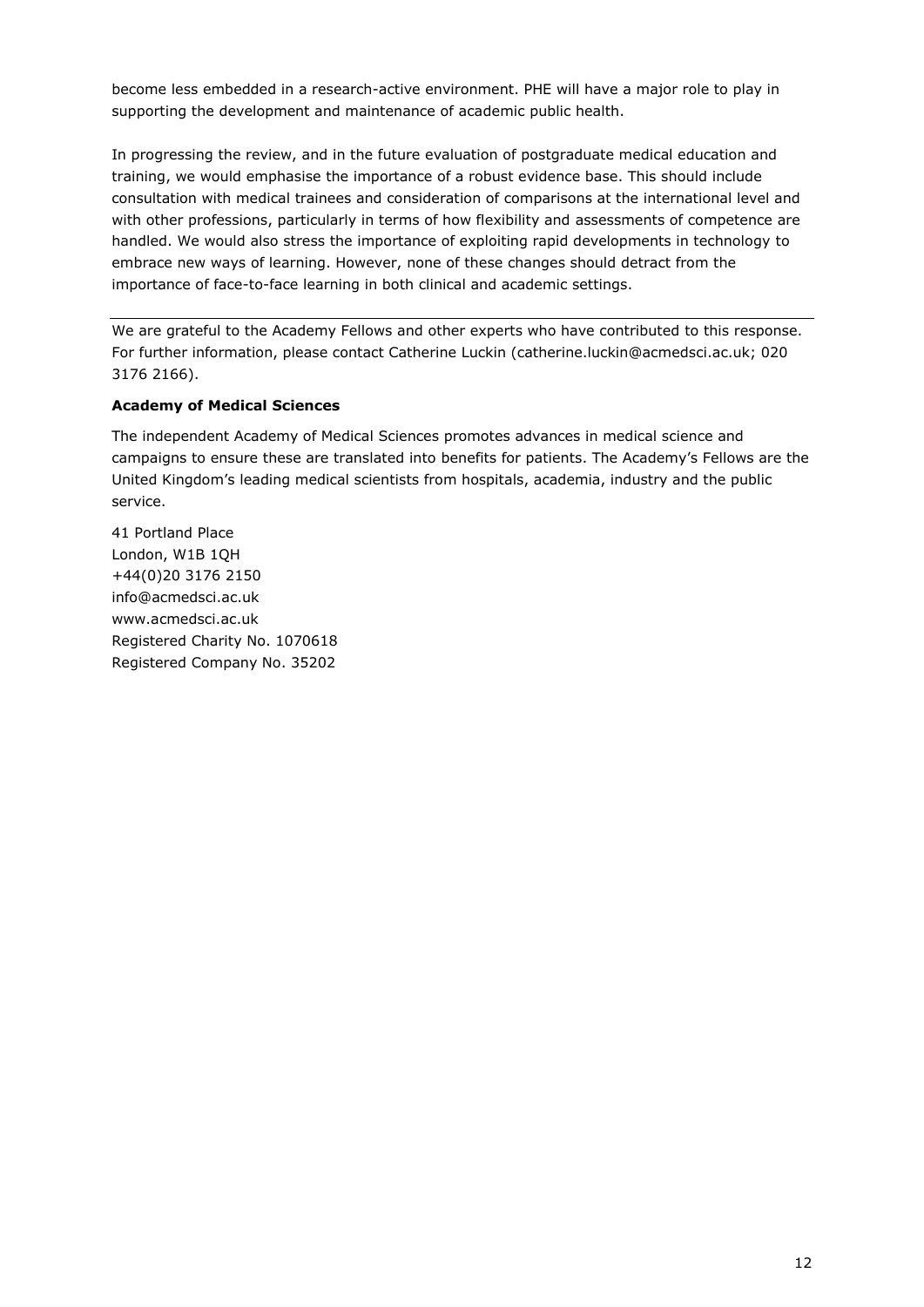become less embedded in a research-active environment. PHE will have a major role to play in supporting the development and maintenance of academic public health.

In progressing the review, and in the future evaluation of postgraduate medical education and training, we would emphasise the importance of a robust evidence base. This should include consultation with medical trainees and consideration of comparisons at the international level and with other professions, particularly in terms of how flexibility and assessments of competence are handled. We would also stress the importance of exploiting rapid developments in technology to embrace new ways of learning. However, none of these changes should detract from the importance of face-to-face learning in both clinical and academic settings.

---

We are grateful to the Academy Fellows and other experts who have contributed to this response. For further information, please contact Catherine Luckin (catherine.luckin@acmedsci.ac.uk; 020 3176 2166).

**Academy of Medical Sciences**

The independent Academy of Medical Sciences promotes advances in medical science and campaigns to ensure these are translated into benefits for patients. The Academy's Fellows are the United Kingdom's leading medical scientists from hospitals, academia, industry and the public service.

41 Portland Place
London, W1B 1QH
+44(0)20 3176 2150
info@acmedsci.ac.uk
www.acmedsci.ac.uk
Registered Charity No. 1070618
Registered Company No. 35202